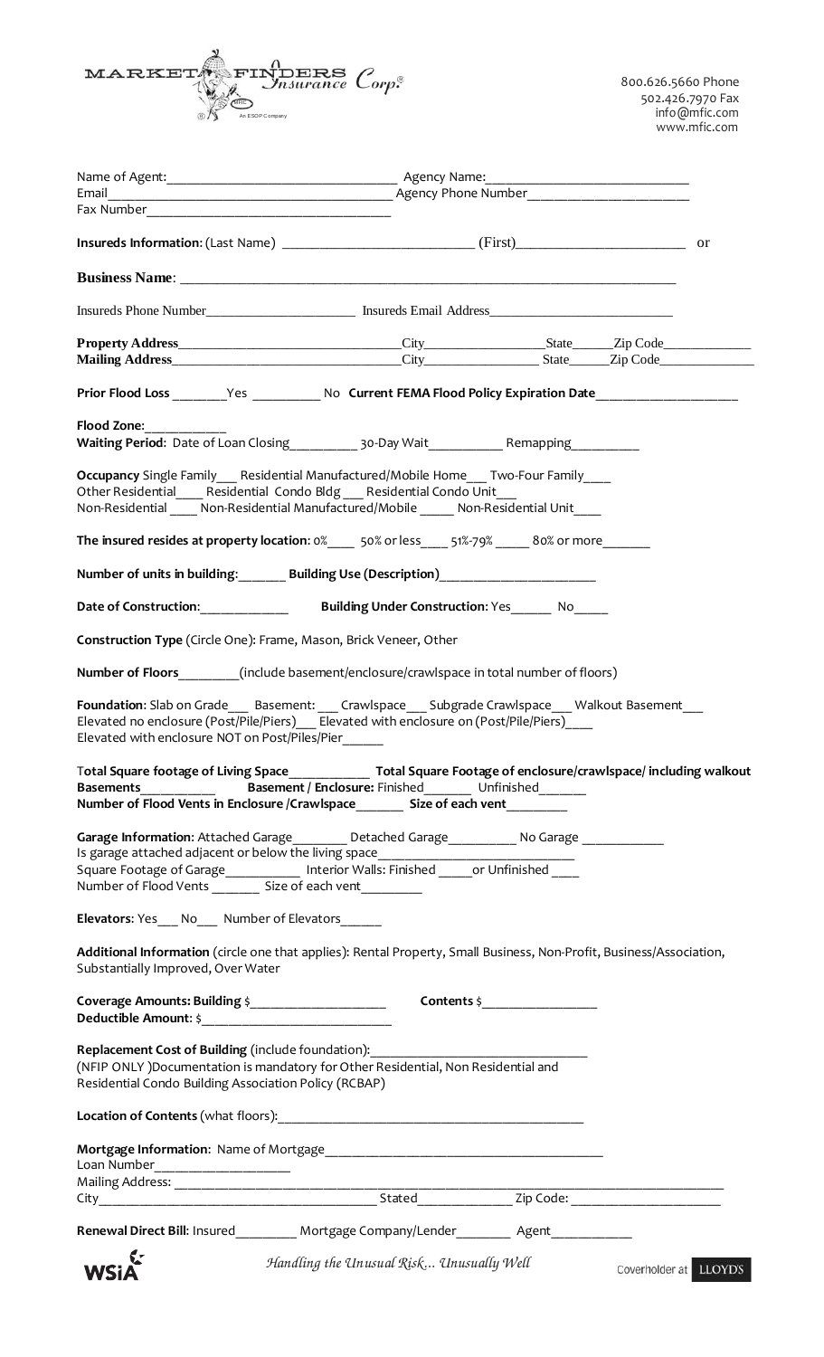MARKET FINDERS *Insurance Corp.*®

An ESOP Company

800.626.5660 Phone
502.426.7970 Fax
info@mfic.com
www.mfic.com

Name of Agent:_______________________________ Agency Name:___________________________
Email_____________________________________ Agency Phone Number______________________
Fax Number_________________________________

**Insureds Information:** (Last Name) _________________________ (First)______________________ or

**Business Name**: _______________________________________________________________________

Insureds Phone Number_____________________ Insureds Email Address__________________________

**Property Address**_____________________________City__________________State______Zip Code____________
**Mailing Address**______________________________City_________________ State______Zip Code_____________

**Prior Flood Loss** ________Yes __________ No **Current FEMA Flood Policy Expiration Date**____________________

**Flood Zone:**___________
**Waiting Period**: Date of Loan Closing__________ 30-Day Wait___________ Remapping__________

**Occupancy** Single Family___ Residential Manufactured/Mobile Home___ Two-Four Family____
Other Residential____ Residential Condo Bldg ___ Residential Condo Unit___
Non-Residential ____ Non-Residential Manufactured/Mobile _____ Non-Residential Unit____

**The insured resides at property location**: 0%____ 50% or less____ 51%-79% _____ 80% or more_______

**Number of units in building**:_______ **Building Use (Description)**_______________________

**Date of Construction**:_____________ **Building Under Construction**: Yes______ No_____

**Construction Type** (Circle One): Frame, Mason, Brick Veneer, Other

**Number of Floors**________(include basement/enclosure/crawlspace in total number of floors)

**Foundation**: Slab on Grade___ Basement: ___ Crawlspace___ Subgrade Crawlspace___ Walkout Basement___
Elevated no enclosure (Post/Pile/Piers)___ Elevated with enclosure on (Post/Pile/Piers)____
Elevated with enclosure NOT on Post/Piles/Pier______

**Total Square footage of Living Space**___________ **Total Square Footage of enclosure/crawlspace/ including walkout Basements**__________ **Basement / Enclosure:** Finished_______ Unfinished______
**Number of Flood Vents in Enclosure /Crawlspace**_______ **Size of each vent**________

**Garage Information**: Attached Garage________ Detached Garage_________ No Garage ___________
Is garage attached adjacent or below the living space___________________________
Square Footage of Garage__________ Interior Walls: Finished _____or Unfinished ____
Number of Flood Vents _______ Size of each vent________

**Elevators**: Yes___ No___ Number of Elevators______

**Additional Information** (circle one that applies): Rental Property, Small Business, Non-Profit, Business/Association, Substantially Improved, Over Water

**Coverage Amounts: Building** $___________________ **Contents** $________________
**Deductible Amount:** $__________________________

**Replacement Cost of Building** (include foundation):_____________________________
(NFIP ONLY )Documentation is mandatory for Other Residential, Non Residential and Residential Condo Building Association Policy (RCBAP)

**Location of Contents** (what floors):___________________________________________

**Mortgage Information**: Name of Mortgage______________________________________
Loan Number___________________
Mailing Address: ____________________________________________________________________________
City_______________________________________ Stated_____________ Zip Code: ____________________

**Renewal Direct Bill**: Insured_________ Mortgage Company/Lender________ Agent___________

WSIA *Handling the Unusual Risk… Unusually Well* Coverholder at LLOYD'S